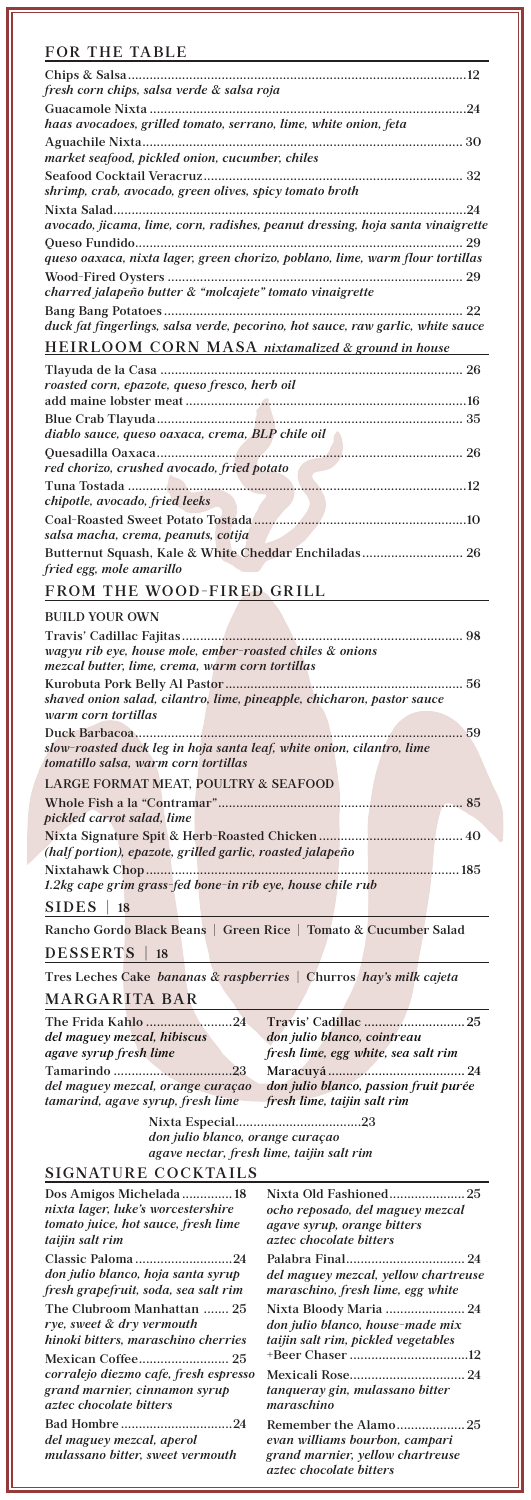## FOR THE TABLE

**Chips & Salsa** ..... 12
*fresh corn chips, salsa verde & salsa roja*

**Guacamole Nixta** ..... 24
*haas avocadoes, grilled tomato, serrano, lime, white onion, feta*

**Aguachile Nixta** ..... 30
*market seafood, pickled onion, cucumber, chiles*

**Seafood Cocktail Veracruz** ..... 32
*shrimp, crab, avocado, green olives, spicy tomato broth*

**Nixta Salad** ..... 24
*avocado, jicama, lime, corn, radishes, peanut dressing, hoja santa vinaigrette*

**Queso Fundido** ..... 29
*queso oaxaca, nixta lager, green chorizo, poblano, lime, warm flour tortillas*

**Wood-Fired Oysters** ..... 29
*charred jalapeño butter & "molcajete" tomato vinaigrette*

**Bang Bang Potatoes** ..... 22
*duck fat fingerlings, salsa verde, pecorino, hot sauce, raw garlic, white sauce*

## HEIRLOOM CORN MASA *nixtamalized & ground in house*

**Tlayuda de la Casa** ..... 26
*roasted corn, epazote, queso fresco, herb oil*

add maine lobster meat ..... 16

**Blue Crab Tlayuda** ..... 35
*diablo sauce, queso oaxaca, crema, BLP chile oil*

**Quesadilla Oaxaca** ..... 26
*red chorizo, crushed avocado, fried potato*

**Tuna Tostada** ..... 12
*chipotle, avocado, fried leeks*

**Coal-Roasted Sweet Potato Tostada** ..... 10
*salsa macha, crema, peanuts, cotija*

**Butternut Squash, Kale & White Cheddar Enchiladas** ..... 26
*fried egg, mole amarillo*

## FROM THE WOOD-FIRED GRILL

### BUILD YOUR OWN

**Travis' Cadillac Fajitas** ..... 98
*wagyu rib eye, house mole, ember-roasted chiles & onions*
*mezcal butter, lime, crema, warm corn tortillas*

**Kurobuta Pork Belly Al Pastor** ..... 56
*shaved onion salad, cilantro, lime, pineapple, chicharon, pastor sauce*
*warm corn tortillas*

**Duck Barbacoa** ..... 59
*slow-roasted duck leg in hoja santa leaf, white onion, cilantro, lime*
*tomatillo salsa, warm corn tortillas*

### LARGE FORMAT MEAT, POULTRY & SEAFOOD

**Whole Fish a la "Contramar"** ..... 85
*pickled carrot salad, lime*

**Nixta Signature Spit & Herb-Roasted Chicken** ..... 40
*(half portion), epazote, grilled garlic, roasted jalapeño*

**Nixtahawk Chop** ..... 185
*1.2kg cape grim grass-fed bone-in rib eye, house chile rub*

## SIDES | 18

Rancho Gordo Black Beans | Green Rice | Tomato & Cucumber Salad

## DESSERTS | 18

Tres Leches Cake *bananas & raspberries* | Churros *hay's milk cajeta*

## MARGARITA BAR

**The Frida Kahlo** ..... 24
*del maguey mezcal, hibiscus*
*agave syrup fresh lime*

**Tamarindo** ..... 23
*del maguey mezcal, orange curaçao*
*tamarind, agave syrup, fresh lime*

**Travis' Cadillac** ..... 25
*don julio blanco, cointreau*
*fresh lime, egg white, sea salt rim*

**Maracuyá** ..... 24
*don julio blanco, passion fruit purée*
*fresh lime, taijin salt rim*

**Nixta Especial** ..... 23
*don julio blanco, orange curaçao*
*agave nectar, fresh lime, taijin salt rim*

## SIGNATURE COCKTAILS

**Dos Amigos Michelada** ..... 18
*nixta lager, luke's worcestershire*
*tomato juice, hot sauce, fresh lime*
*taijin salt rim*

**Classic Paloma** ..... 24
*don julio blanco, hoja santa syrup*
*fresh grapefruit, soda, sea salt rim*

**The Clubroom Manhattan** ..... 25
*rye, sweet & dry vermouth*
*hinoki bitters, maraschino cherries*

**Mexican Coffee** ..... 25
*corralejo diezmo cafe, fresh espresso*
*grand marnier, cinnamon syrup*
*aztec chocolate bitters*

**Bad Hombre** ..... 24
*del maguey mezcal, aperol*
*mulassano bitter, sweet vermouth*

**Nixta Old Fashioned** ..... 25
*ocho reposado, del maguey mezcal*
*agave syrup, orange bitters*
*aztec chocolate bitters*

**Palabra Final** ..... 24
*del maguey mezcal, yellow chartreuse*
*maraschino, fresh lime, egg white*

**Nixta Bloody Maria** ..... 24
*don julio blanco, house-made mix*
*taijin salt rim, pickled vegetables*

+Beer Chaser ..... 12

**Mexicali Rose** ..... 24
*tanqueray gin, mulassano bitter*
*maraschino*

**Remember the Alamo** ..... 25
*evan williams bourbon, campari*
*grand marnier, yellow chartreuse*
*aztec chocolate bitters*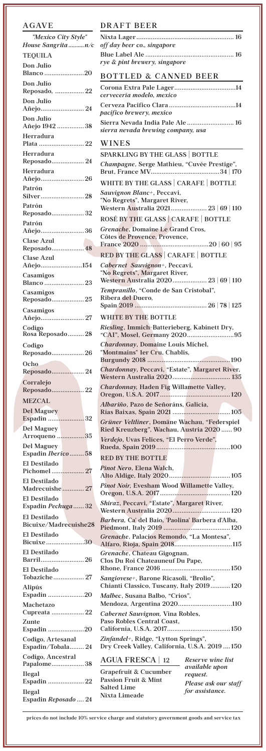## AGAVE

*"Mexico City Style" House Sangrita* .......... n/c

### TEQUILA

- Don Julio Blanco ........ 20
- Don Julio Reposado, ........ 22
- Don Julio Añejo ........ 24
- Don Julio Añejo 1942 ........ 38
- Herradura Plata ........ 22
- Herradura Reposado ........ 24
- Herradura Añejo ........ 26
- Patrón Silver ........ 28
- Patrón Reposado ........ 32
- Patrón Añejo ........ 36
- Clase Azul Reposado ........ 48
- Clase Azul Añejo ........ 154
- Casamigos Blanco ........ 23
- Casamigos Reposado ........ 25
- Casamigos Añejo ........ 27
- Codigo Rosa Reposado ........ 28
- Codigo Reposado ........ 26
- Ocho Reposado ........ 24
- Corralejo Reposado ........ 22

### MEZCAL

- Del Maguey Espadin ........ 32
- Del Maguey Arroqueno ........ 35
- Del Maguey Espadin *Iberico* ........ 58
- El Destilado Pichomel ........ 27
- El Destilado Madrecuishe ........ 27
- El Destilado Espadin *Pechuga* ........ 32
- El Destilado Bicuixe/Madrecuishe 28
- El Destilado Bicuixe ........ 30
- El Destilado Barril ........ 26
- El Destilado Tobaziche ........ 27
- Alipús Espadin ........ 20
- Machetazo Cupreata ........ 22
- Zunte Espadin ........ 20
- Codigo, Artesanal Espadin/Tobala ........ 24
- Codigo, Ancestral Papalome ........ 38
- Ilegal Espadin ........ 22
- Ilegal Espadin *Reposado* ........ 24

## DRAFT BEER

- Nixta Lager ........ 16
  *off day beer co., singapore*
- Blue Label Ale ........ 16
  *rye & pint brewery, singapore*

## BOTTLED & CANNED BEER

- Corona Extra Pale Lager ........ 14
  *cerveceria modelo, mexico*
- Cerveza Pacifico Clara ........ 14
  *pacifico brewery, mexico*
- Sierra Nevada India Pale Ale ........ 16
  *sierra nevada brewing company, usa*

## WINES

### SPARKLING BY THE GLASS | BOTTLE

- *Champagne*, Serge Mathieu, "Cuvée Prestige", Brut, France MV ........ 34 | 170

### WHITE BY THE GLASS | CARAFE | BOTTLE

- *Sauvignon Blanc+*, Peccavi, "No Regrets", Margaret River, Western Australia 2021 ........ 23 | 69 | 110

### ROSÉ BY THE GLASS | CARAFE | BOTTLE

- *Grenache*, Domaine Le Grand Cros, Côtes de Provence, Provence, France 2020 ........ 20 | 60 | 95

### RED BY THE GLASS | CARAFE | BOTTLE

- *Cabernet Sauvignon+*, Peccavi, "No Regrets", Margaret River, Western Australia 2020 ........ 23 | 69 | 110
- *Tempranillo*, "Conde de San Cristobal", Ribera del Duero, Spain 2019 ........ 26 | 78 | 125

### WHITE BY THE BOTTLE

- *Riesling*, Immich-Batterieberg, Kabinett Dry, "CAI", Mosel, Germany 2020 ........ 95
- *Chardonnay*, Domaine Louis Michel, "Montmains" 1er Cru, Chablis, Burgundy 2018 ........ 190
- *Chardonnay*, Peccavi, "Estate", Margaret River, Western Australia 2020 ........ 135
- *Chardonnay*, Haden Fig Willamette Valley, Oregon, U.S.A. 2017 ........ 120
- *Albariño*, Pazo de Señoráns, Galicia, Rías Baixas, Spain 2021 ........ 105
- *Grüner Veltliner*, Domäne Wachau, "Federspiel Ried Kreuzberg", Wachau, Austria 2020 ........ 90
- *Verdejo*, Uvas Felices, "El Perro Verde", Rueda, Spain 2019 ........ 100

### RED BY THE BOTTLE

- *Pinot Nero*, Elena Walch, Alto Aldige, Italy 2020 ........ 105
- *Pinot Noir*, Evesham Wood Willamette Valley, Oregon, U.S.A. 2017 ........ 120
- *Shiraz*, Peccavi, "Estate", Margaret River, Western Australia 2020 ........ 120
- *Barbera*, Ca' del Baio, 'Paolina' Barbera d'Alba, Piedmont, Italy 2019 ........ 120
- *Grenache*. Palacios Remondo, "La Montesa", Alfaro, Rioja, Spain 2018 ........ 115
- *Grenache*, Chateau Gigognan, Clos Du Roi Chateauneuf Du Pape, Rhone, France 2016 ........ 150
- *Sangiovese+*, Barone Ricasoli, "Brolio", Chianti Classico, Tuscany, Italy 2019 ........ 120
- *Malbec*, Susana Balbo, "Crios", Mendoza, Argentina 2020 ........ 110
- *Cabernet Sauvignon*, Vina Robles, Paso Robles Central Coast, California, U.S.A. 2017 ........ 150
- *Zinfandel+*, Ridge, "Lytton Springs", Dry Creek Valley, California, U.S.A. 2019 ........ 150

## AGUA FRESCA | 12

- Grapefruit & Cucumber
- Passion Fruit & Mint
- Salted Lime
- Nixta Limeade

*Reserve wine list available upon request.*

*Please ask our staff for assistance.*

prices do not include 10% service charge and statutory government goods and service tax